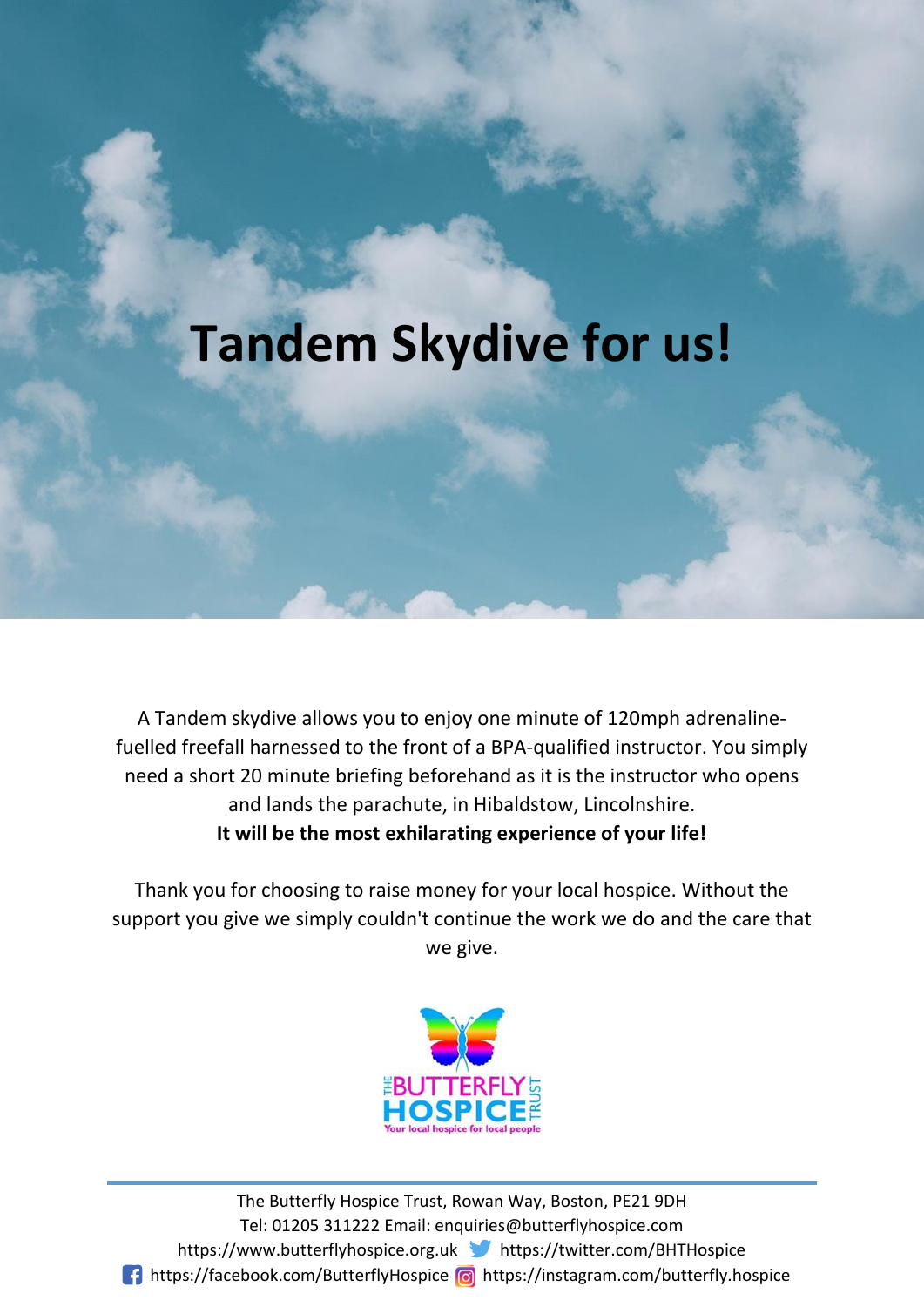# Tandem Skydive for us!

A Tandem skydive allows you to enjoy one minute of 120mph adrenaline-fuelled freefall harnessed to the front of a BPA-qualified instructor. You simply need a short 20 minute briefing beforehand as it is the instructor who opens and lands the parachute, in Hibaldstow, Lincolnshire.

**It will be the most exhilarating experience of your life!**

Thank you for choosing to raise money for your local hospice. Without the support you give we simply couldn't continue the work we do and the care that we give.

THE BUTTERFLY HOSPICE TRUST
Your local hospice for local people

The Butterfly Hospice Trust, Rowan Way, Boston, PE21 9DH
Tel: 01205 311222 Email: enquiries@butterflyhospice.com
https://www.butterflyhospice.org.uk https://twitter.com/BHTHospice
https://facebook.com/ButterflyHospice https://instagram.com/butterfly.hospice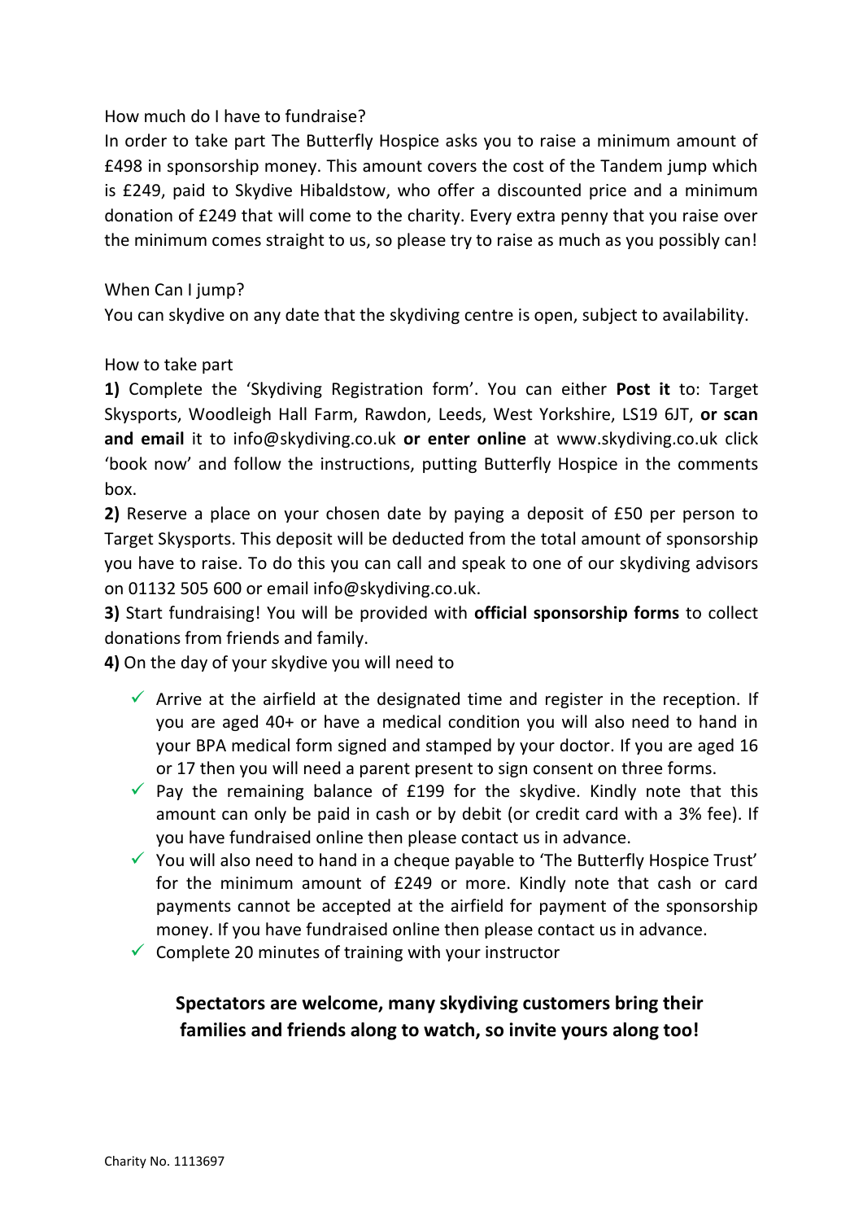How much do I have to fundraise?

In order to take part The Butterfly Hospice asks you to raise a minimum amount of £498 in sponsorship money. This amount covers the cost of the Tandem jump which is £249, paid to Skydive Hibaldstow, who offer a discounted price and a minimum donation of £249 that will come to the charity. Every extra penny that you raise over the minimum comes straight to us, so please try to raise as much as you possibly can!

When Can I jump?

You can skydive on any date that the skydiving centre is open, subject to availability.

How to take part

**1)** Complete the 'Skydiving Registration form'. You can either **Post it** to: Target Skysports, Woodleigh Hall Farm, Rawdon, Leeds, West Yorkshire, LS19 6JT, **or scan and email** it to info@skydiving.co.uk **or enter online** at www.skydiving.co.uk click 'book now' and follow the instructions, putting Butterfly Hospice in the comments box.

**2)** Reserve a place on your chosen date by paying a deposit of £50 per person to Target Skysports. This deposit will be deducted from the total amount of sponsorship you have to raise. To do this you can call and speak to one of our skydiving advisors on 01132 505 600 or email info@skydiving.co.uk.

**3)** Start fundraising! You will be provided with **official sponsorship forms** to collect donations from friends and family.

**4)** On the day of your skydive you will need to

- ✓ Arrive at the airfield at the designated time and register in the reception. If you are aged 40+ or have a medical condition you will also need to hand in your BPA medical form signed and stamped by your doctor. If you are aged 16 or 17 then you will need a parent present to sign consent on three forms.
- ✓ Pay the remaining balance of £199 for the skydive. Kindly note that this amount can only be paid in cash or by debit (or credit card with a 3% fee). If you have fundraised online then please contact us in advance.
- ✓ You will also need to hand in a cheque payable to 'The Butterfly Hospice Trust' for the minimum amount of £249 or more. Kindly note that cash or card payments cannot be accepted at the airfield for payment of the sponsorship money. If you have fundraised online then please contact us in advance.
- ✓ Complete 20 minutes of training with your instructor

**Spectators are welcome, many skydiving customers bring their families and friends along to watch, so invite yours along too!**

Charity No. 1113697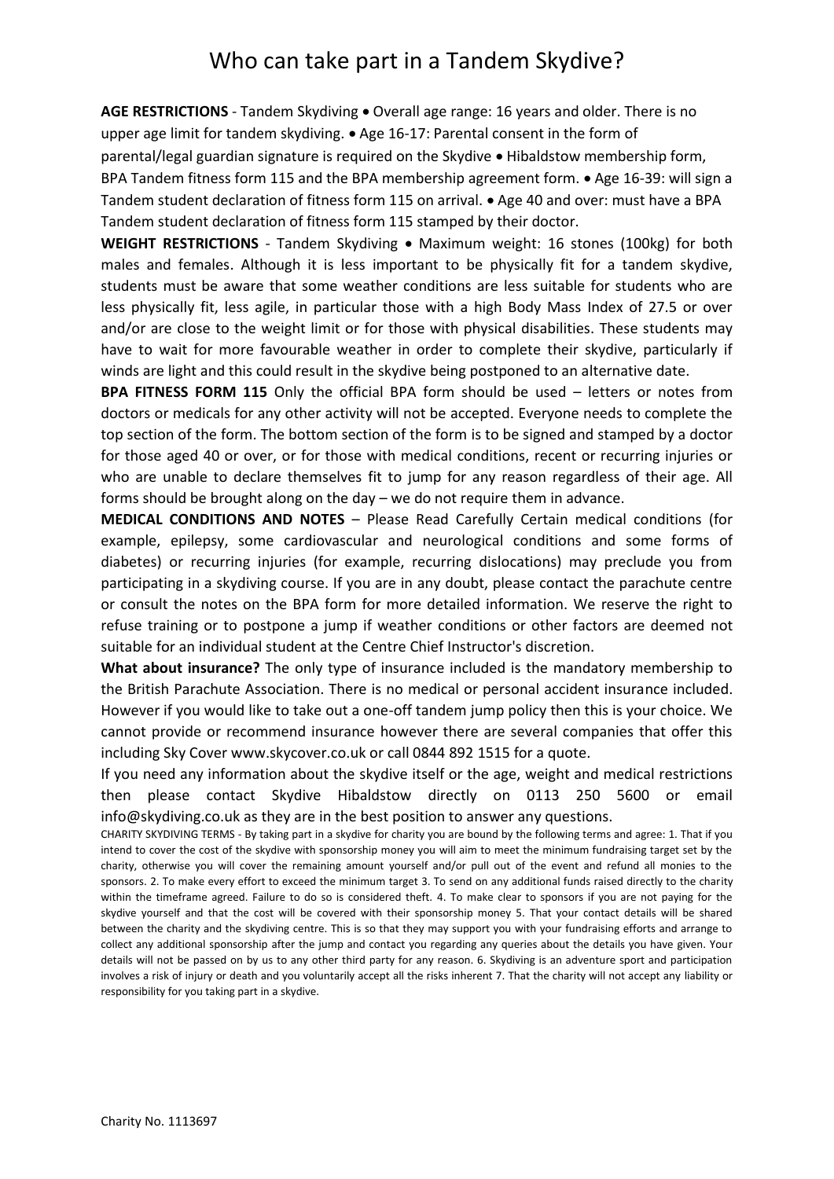# Who can take part in a Tandem Skydive?

**AGE RESTRICTIONS** - Tandem Skydiving • Overall age range: 16 years and older. There is no upper age limit for tandem skydiving. • Age 16-17: Parental consent in the form of parental/legal guardian signature is required on the Skydive • Hibaldstow membership form, BPA Tandem fitness form 115 and the BPA membership agreement form. • Age 16-39: will sign a Tandem student declaration of fitness form 115 on arrival. • Age 40 and over: must have a BPA Tandem student declaration of fitness form 115 stamped by their doctor.

**WEIGHT RESTRICTIONS** - Tandem Skydiving • Maximum weight: 16 stones (100kg) for both males and females. Although it is less important to be physically fit for a tandem skydive, students must be aware that some weather conditions are less suitable for students who are less physically fit, less agile, in particular those with a high Body Mass Index of 27.5 or over and/or are close to the weight limit or for those with physical disabilities. These students may have to wait for more favourable weather in order to complete their skydive, particularly if winds are light and this could result in the skydive being postponed to an alternative date.

**BPA FITNESS FORM 115** Only the official BPA form should be used – letters or notes from doctors or medicals for any other activity will not be accepted. Everyone needs to complete the top section of the form. The bottom section of the form is to be signed and stamped by a doctor for those aged 40 or over, or for those with medical conditions, recent or recurring injuries or who are unable to declare themselves fit to jump for any reason regardless of their age. All forms should be brought along on the day – we do not require them in advance.

**MEDICAL CONDITIONS AND NOTES** – Please Read Carefully Certain medical conditions (for example, epilepsy, some cardiovascular and neurological conditions and some forms of diabetes) or recurring injuries (for example, recurring dislocations) may preclude you from participating in a skydiving course. If you are in any doubt, please contact the parachute centre or consult the notes on the BPA form for more detailed information. We reserve the right to refuse training or to postpone a jump if weather conditions or other factors are deemed not suitable for an individual student at the Centre Chief Instructor's discretion.

**What about insurance?** The only type of insurance included is the mandatory membership to the British Parachute Association. There is no medical or personal accident insurance included. However if you would like to take out a one-off tandem jump policy then this is your choice. We cannot provide or recommend insurance however there are several companies that offer this including Sky Cover www.skycover.co.uk or call 0844 892 1515 for a quote.

If you need any information about the skydive itself or the age, weight and medical restrictions then please contact Skydive Hibaldstow directly on 0113 250 5600 or email info@skydiving.co.uk as they are in the best position to answer any questions.

CHARITY SKYDIVING TERMS - By taking part in a skydive for charity you are bound by the following terms and agree: 1. That if you intend to cover the cost of the skydive with sponsorship money you will aim to meet the minimum fundraising target set by the charity, otherwise you will cover the remaining amount yourself and/or pull out of the event and refund all monies to the sponsors. 2. To make every effort to exceed the minimum target 3. To send on any additional funds raised directly to the charity within the timeframe agreed. Failure to do so is considered theft. 4. To make clear to sponsors if you are not paying for the skydive yourself and that the cost will be covered with their sponsorship money 5. That your contact details will be shared between the charity and the skydiving centre. This is so that they may support you with your fundraising efforts and arrange to collect any additional sponsorship after the jump and contact you regarding any queries about the details you have given. Your details will not be passed on by us to any other third party for any reason. 6. Skydiving is an adventure sport and participation involves a risk of injury or death and you voluntarily accept all the risks inherent 7. That the charity will not accept any liability or responsibility for you taking part in a skydive.

Charity No. 1113697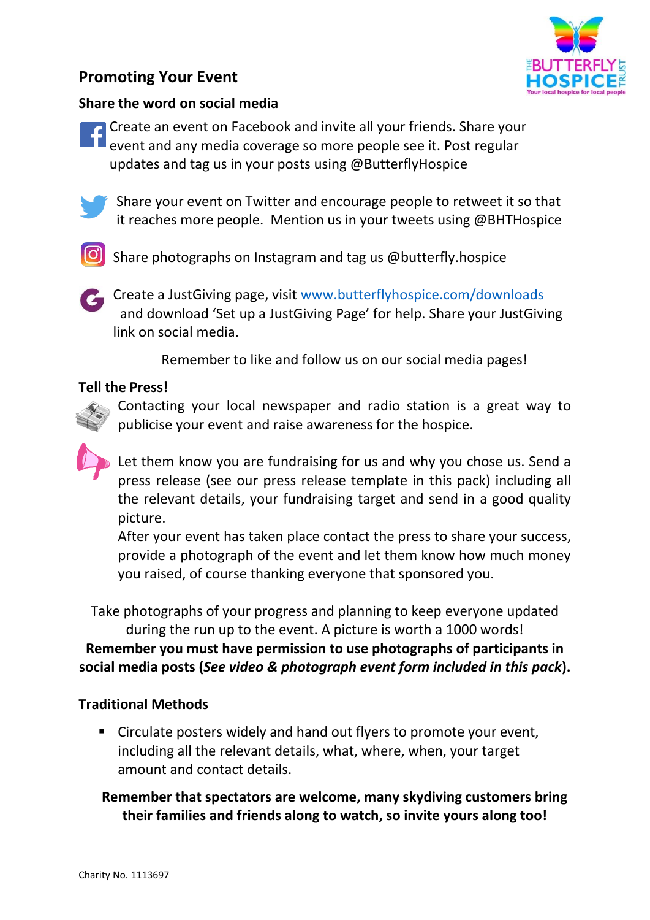## Promoting Your Event

### Share the word on social media

Create an event on Facebook and invite all your friends. Share your event and any media coverage so more people see it. Post regular updates and tag us in your posts using @ButterflyHospice

Share your event on Twitter and encourage people to retweet it so that it reaches more people. Mention us in your tweets using @BHTHospice

Share photographs on Instagram and tag us @butterfly.hospice

Create a JustGiving page, visit [www.butterflyhospice.com/downloads](http://www.butterflyhospice.com/downloads) and download 'Set up a JustGiving Page' for help. Share your JustGiving link on social media.

Remember to like and follow us on our social media pages!

### Tell the Press!

Contacting your local newspaper and radio station is a great way to publicise your event and raise awareness for the hospice.

Let them know you are fundraising for us and why you chose us. Send a press release (see our press release template in this pack) including all the relevant details, your fundraising target and send in a good quality picture.
After your event has taken place contact the press to share your success, provide a photograph of the event and let them know how much money you raised, of course thanking everyone that sponsored you.

Take photographs of your progress and planning to keep everyone updated during the run up to the event. A picture is worth a 1000 words!
**Remember you must have permission to use photographs of participants in social media posts (*See video & photograph event form included in this pack*).**

### Traditional Methods

- Circulate posters widely and hand out flyers to promote your event, including all the relevant details, what, where, when, your target amount and contact details.

**Remember that spectators are welcome, many skydiving customers bring their families and friends along to watch, so invite yours along too!**

Charity No. 1113697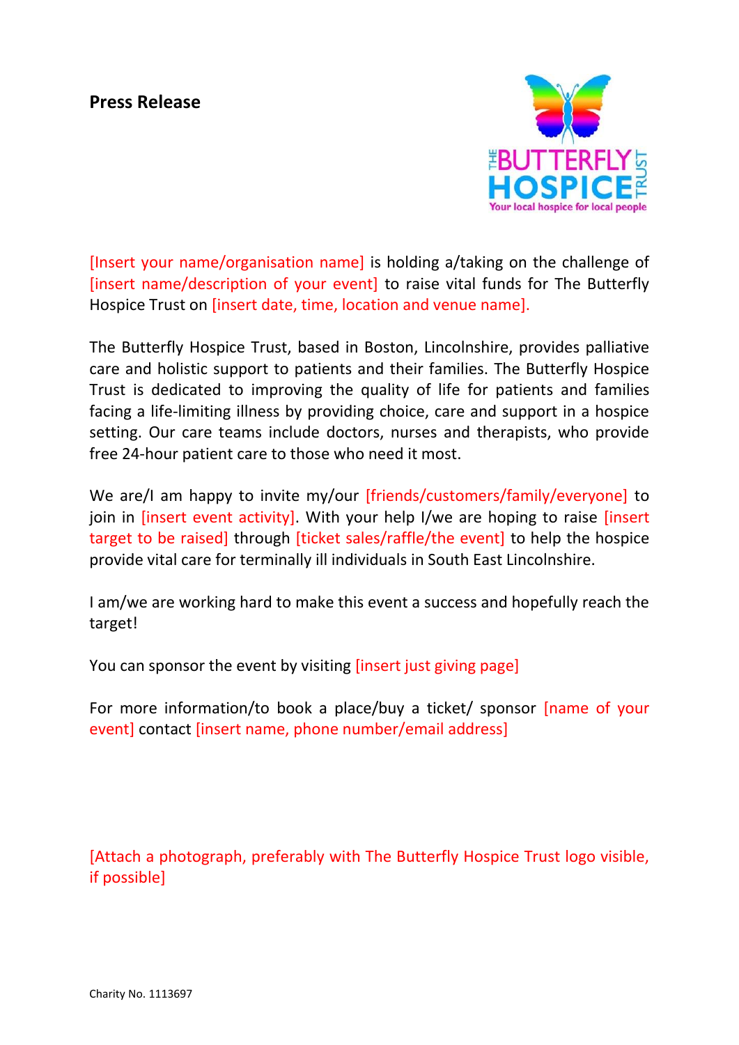**Press Release**

[Insert your name/organisation name] is holding a/taking on the challenge of [insert name/description of your event] to raise vital funds for The Butterfly Hospice Trust on [insert date, time, location and venue name].

The Butterfly Hospice Trust, based in Boston, Lincolnshire, provides palliative care and holistic support to patients and their families. The Butterfly Hospice Trust is dedicated to improving the quality of life for patients and families facing a life-limiting illness by providing choice, care and support in a hospice setting. Our care teams include doctors, nurses and therapists, who provide free 24-hour patient care to those who need it most.

We are/I am happy to invite my/our [friends/customers/family/everyone] to join in [insert event activity]. With your help I/we are hoping to raise [insert target to be raised] through [ticket sales/raffle/the event] to help the hospice provide vital care for terminally ill individuals in South East Lincolnshire.

I am/we are working hard to make this event a success and hopefully reach the target!

You can sponsor the event by visiting [insert just giving page]

For more information/to book a place/buy a ticket/ sponsor [name of your event] contact [insert name, phone number/email address]

[Attach a photograph, preferably with The Butterfly Hospice Trust logo visible, if possible]

Charity No. 1113697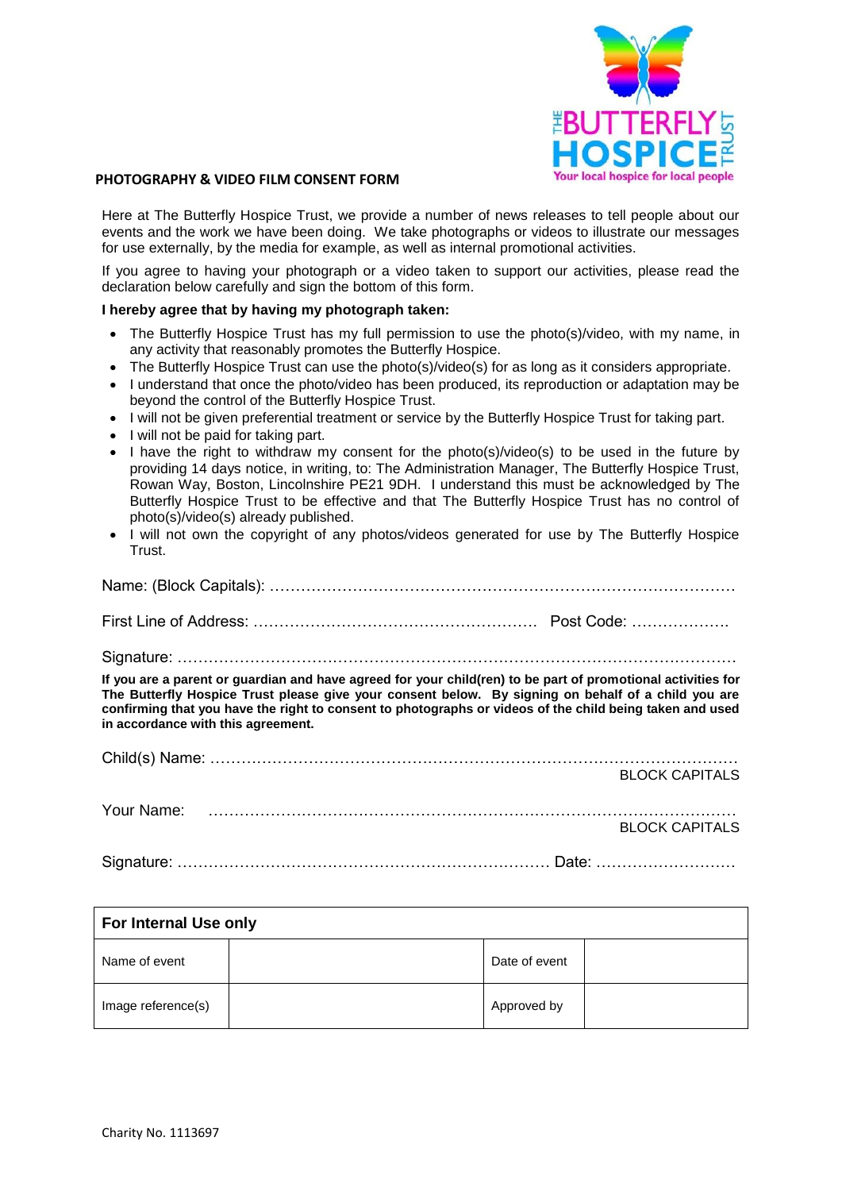THE BUTTERFLY HOSPICE TRUST
Your local hospice for local people

## PHOTOGRAPHY & VIDEO FILM CONSENT FORM

Here at The Butterfly Hospice Trust, we provide a number of news releases to tell people about our events and the work we have been doing. We take photographs or videos to illustrate our messages for use externally, by the media for example, as well as internal promotional activities.

If you agree to having your photograph or a video taken to support our activities, please read the declaration below carefully and sign the bottom of this form.

**I hereby agree that by having my photograph taken:**

- The Butterfly Hospice Trust has my full permission to use the photo(s)/video, with my name, in any activity that reasonably promotes the Butterfly Hospice.
- The Butterfly Hospice Trust can use the photo(s)/video(s) for as long as it considers appropriate.
- I understand that once the photo/video has been produced, its reproduction or adaptation may be beyond the control of the Butterfly Hospice Trust.
- I will not be given preferential treatment or service by the Butterfly Hospice Trust for taking part.
- I will not be paid for taking part.
- I have the right to withdraw my consent for the photo(s)/video(s) to be used in the future by providing 14 days notice, in writing, to: The Administration Manager, The Butterfly Hospice Trust, Rowan Way, Boston, Lincolnshire PE21 9DH. I understand this must be acknowledged by The Butterfly Hospice Trust to be effective and that The Butterfly Hospice Trust has no control of photo(s)/video(s) already published.
- I will not own the copyright of any photos/videos generated for use by The Butterfly Hospice Trust.

Name: (Block Capitals): ………………………………………………………………………………

First Line of Address: ……………………………………………… Post Code: ……………….

Signature: ………………………………………………………………………………………………

**If you are a parent or guardian and have agreed for your child(ren) to be part of promotional activities for The Butterfly Hospice Trust please give your consent below. By signing on behalf of a child you are confirming that you have the right to consent to photographs or videos of the child being taken and used in accordance with this agreement.**

Child(s) Name: ………………………………………………………………………………………
BLOCK CAPITALS

Your Name: ………………………………………………………………………………………
BLOCK CAPITALS

Signature: …………………………………………………………… Date: ………………………

| For Internal Use only | | | |
|---|---|---|---|
| Name of event | | Date of event | |
| Image reference(s) | | Approved by | |

Charity No. 1113697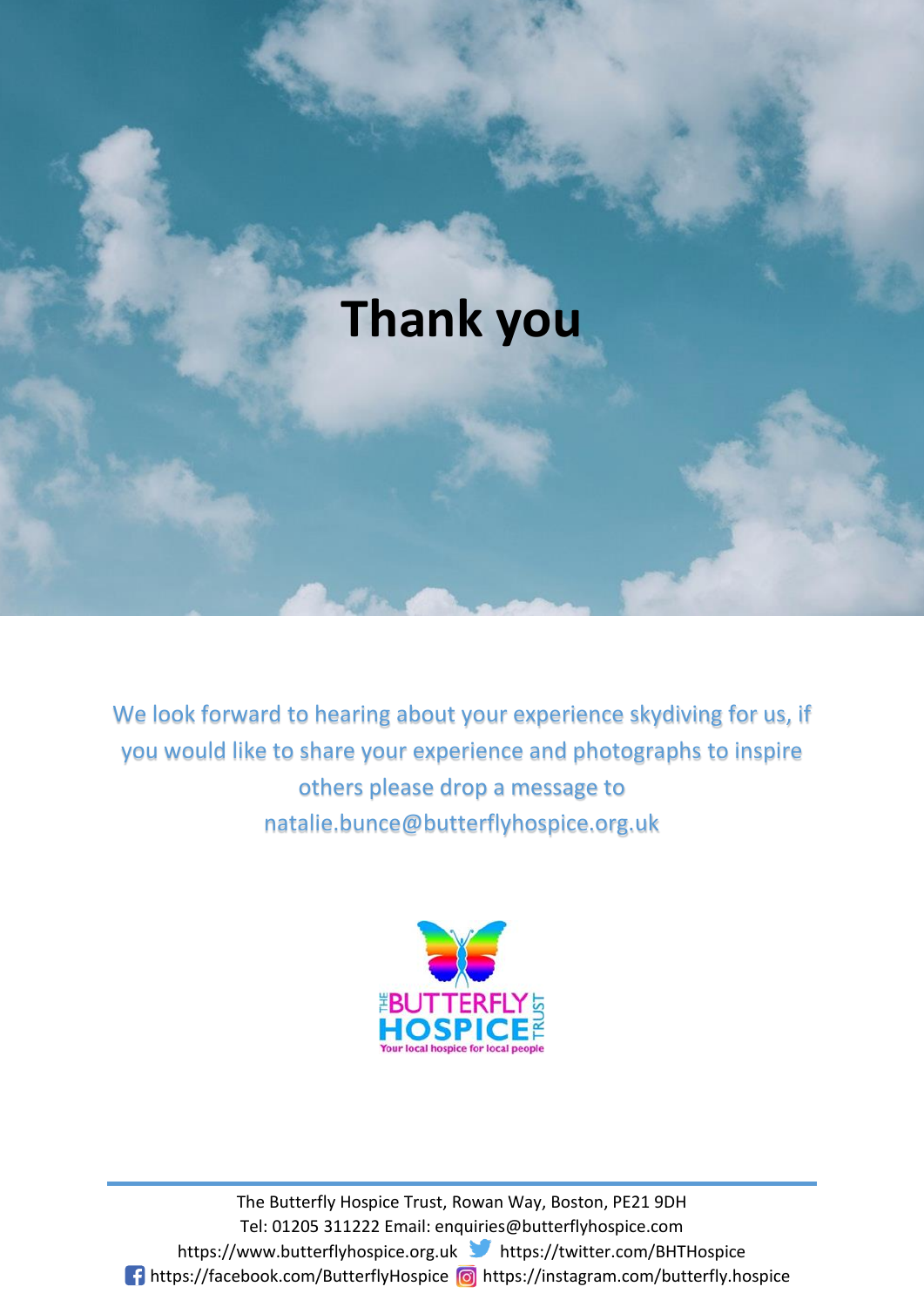# Thank you

We look forward to hearing about your experience skydiving for us, if you would like to share your experience and photographs to inspire others please drop a message to natalie.bunce@butterflyhospice.org.uk

THE BUTTERFLY HOSPICE TRUST
Your local hospice for local people

The Butterfly Hospice Trust, Rowan Way, Boston, PE21 9DH
Tel: 01205 311222 Email: enquiries@butterflyhospice.com
https://www.butterflyhospice.org.uk https://twitter.com/BHTHospice
https://facebook.com/ButterflyHospice https://instagram.com/butterfly.hospice